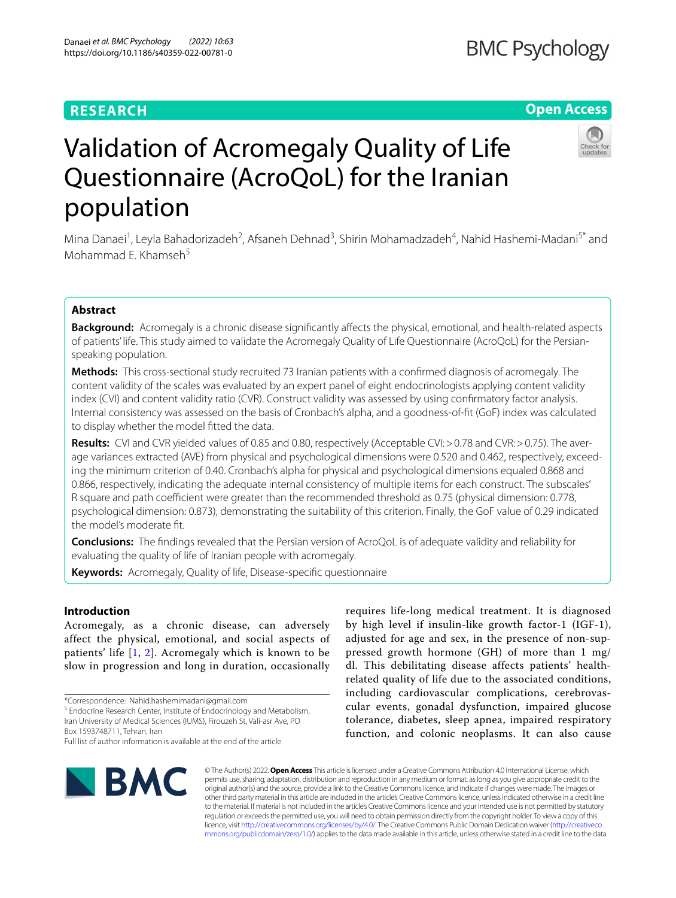RESEARCH

Open Access

# Validation of Acromegaly Quality of Life Questionnaire (AcroQoL) for the Iranian population

Mina Danaei[1], Leyla Bahadorizadeh[2], Afsaneh Dehnad[3], Shirin Mohamadzadeh[4], Nahid Hashemi-Madani[5*] and Mohammad E. Khamseh[5]

## Abstract

**Background:** Acromegaly is a chronic disease significantly affects the physical, emotional, and health-related aspects of patients' life. This study aimed to validate the Acromegaly Quality of Life Questionnaire (AcroQoL) for the Persian-speaking population.

**Methods:** This cross-sectional study recruited 73 Iranian patients with a confirmed diagnosis of acromegaly. The content validity of the scales was evaluated by an expert panel of eight endocrinologists applying content validity index (CVI) and content validity ratio (CVR). Construct validity was assessed by using confirmatory factor analysis. Internal consistency was assessed on the basis of Cronbach's alpha, and a goodness-of-fit (GoF) index was calculated to display whether the model fitted the data.

**Results:** CVI and CVR yielded values of 0.85 and 0.80, respectively (Acceptable CVI: > 0.78 and CVR: > 0.75). The average variances extracted (AVE) from physical and psychological dimensions were 0.520 and 0.462, respectively, exceeding the minimum criterion of 0.40. Cronbach's alpha for physical and psychological dimensions equaled 0.868 and 0.866, respectively, indicating the adequate internal consistency of multiple items for each construct. The subscales' R square and path coefficient were greater than the recommended threshold as 0.75 (physical dimension: 0.778, psychological dimension: 0.873), demonstrating the suitability of this criterion. Finally, the GoF value of 0.29 indicated the model's moderate fit.

**Conclusions:** The findings revealed that the Persian version of AcroQoL is of adequate validity and reliability for evaluating the quality of life of Iranian people with acromegaly.

**Keywords:** Acromegaly, Quality of life, Disease-specific questionnaire

## Introduction

Acromegaly, as a chronic disease, can adversely affect the physical, emotional, and social aspects of patients' life [1, 2]. Acromegaly which is known to be slow in progression and long in duration, occasionally requires life-long medical treatment. It is diagnosed by high level if insulin-like growth factor-1 (IGF-1), adjusted for age and sex, in the presence of non-suppressed growth hormone (GH) of more than 1 mg/dl. This debilitating disease affects patients' health-related quality of life due to the associated conditions, including cardiovascular complications, cerebrovascular events, gonadal dysfunction, impaired glucose tolerance, diabetes, sleep apnea, impaired respiratory function, and colonic neoplasms. It can also cause

*Correspondence: Nahid.hashemimadani@gmail.com

[5] Endocrine Research Center, Institute of Endocrinology and Metabolism, Iran University of Medical Sciences (IUMS), Firouzeh St, Vali-asr Ave, PO Box 1593748711, Tehran, Iran

Full list of author information is available at the end of the article

© The Author(s) 2022. **Open Access** This article is licensed under a Creative Commons Attribution 4.0 International License, which permits use, sharing, adaptation, distribution and reproduction in any medium or format, as long as you give appropriate credit to the original author(s) and the source, provide a link to the Creative Commons licence, and indicate if changes were made. The images or other third party material in this article are included in the article's Creative Commons licence, unless indicated otherwise in a credit line to the material. If material is not included in the article's Creative Commons licence and your intended use is not permitted by statutory regulation or exceeds the permitted use, you will need to obtain permission directly from the copyright holder. To view a copy of this licence, visit http://creativecommons.org/licenses/by/4.0/. The Creative Commons Public Domain Dedication waiver (http://creativecommons.org/publicdomain/zero/1.0/) applies to the data made available in this article, unless otherwise stated in a credit line to the data.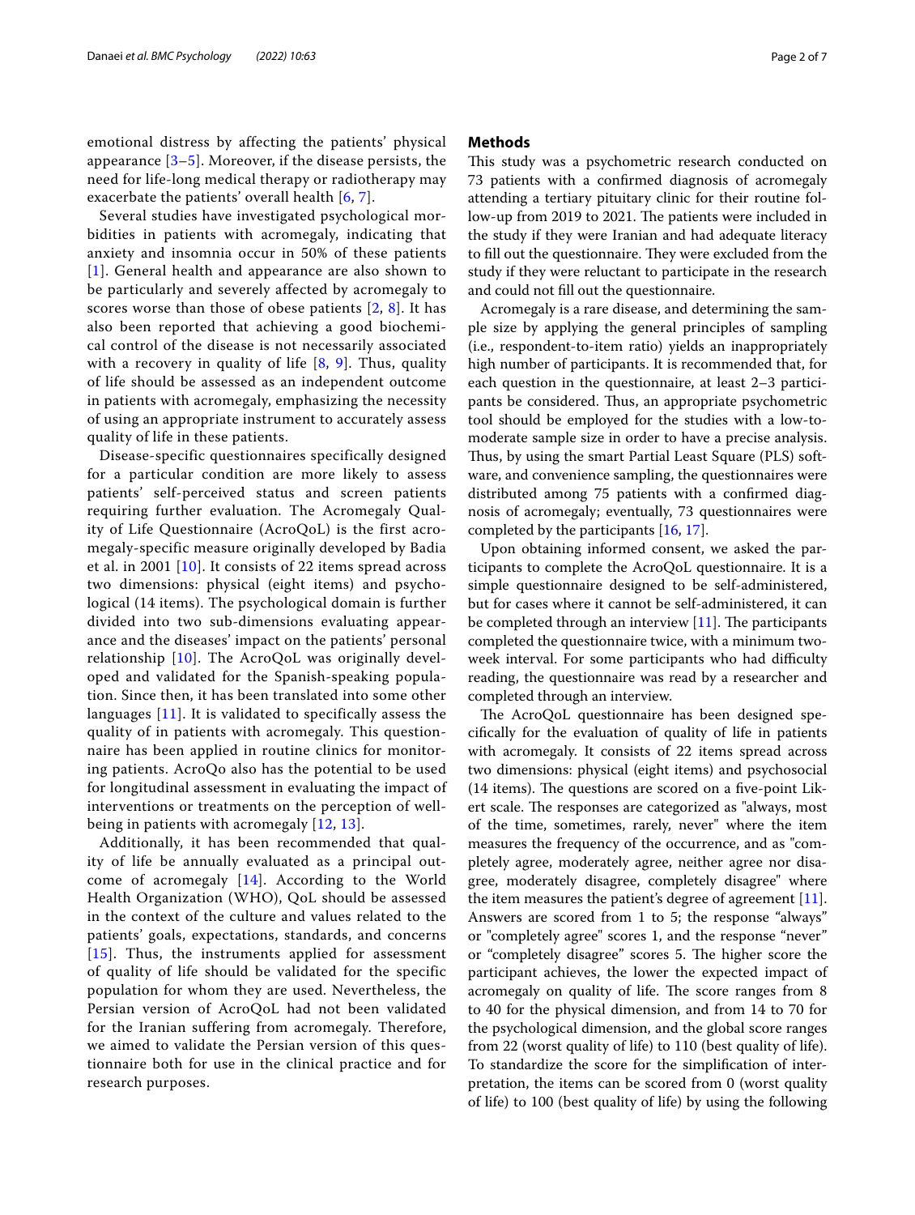emotional distress by affecting the patients' physical appearance [3–5]. Moreover, if the disease persists, the need for life-long medical therapy or radiotherapy may exacerbate the patients' overall health [6, 7].

Several studies have investigated psychological morbidities in patients with acromegaly, indicating that anxiety and insomnia occur in 50% of these patients [1]. General health and appearance are also shown to be particularly and severely affected by acromegaly to scores worse than those of obese patients [2, 8]. It has also been reported that achieving a good biochemical control of the disease is not necessarily associated with a recovery in quality of life [8, 9]. Thus, quality of life should be assessed as an independent outcome in patients with acromegaly, emphasizing the necessity of using an appropriate instrument to accurately assess quality of life in these patients.

Disease-specific questionnaires specifically designed for a particular condition are more likely to assess patients' self-perceived status and screen patients requiring further evaluation. The Acromegaly Quality of Life Questionnaire (AcroQoL) is the first acromegaly-specific measure originally developed by Badia et al. in 2001 [10]. It consists of 22 items spread across two dimensions: physical (eight items) and psychological (14 items). The psychological domain is further divided into two sub-dimensions evaluating appearance and the diseases' impact on the patients' personal relationship [10]. The AcroQoL was originally developed and validated for the Spanish-speaking population. Since then, it has been translated into some other languages [11]. It is validated to specifically assess the quality of in patients with acromegaly. This questionnaire has been applied in routine clinics for monitoring patients. AcroQo also has the potential to be used for longitudinal assessment in evaluating the impact of interventions or treatments on the perception of well-being in patients with acromegaly [12, 13].

Additionally, it has been recommended that quality of life be annually evaluated as a principal outcome of acromegaly [14]. According to the World Health Organization (WHO), QoL should be assessed in the context of the culture and values related to the patients' goals, expectations, standards, and concerns [15]. Thus, the instruments applied for assessment of quality of life should be validated for the specific population for whom they are used. Nevertheless, the Persian version of AcroQoL had not been validated for the Iranian suffering from acromegaly. Therefore, we aimed to validate the Persian version of this questionnaire both for use in the clinical practice and for research purposes.

## Methods

This study was a psychometric research conducted on 73 patients with a confirmed diagnosis of acromegaly attending a tertiary pituitary clinic for their routine follow-up from 2019 to 2021. The patients were included in the study if they were Iranian and had adequate literacy to fill out the questionnaire. They were excluded from the study if they were reluctant to participate in the research and could not fill out the questionnaire.

Acromegaly is a rare disease, and determining the sample size by applying the general principles of sampling (i.e., respondent-to-item ratio) yields an inappropriately high number of participants. It is recommended that, for each question in the questionnaire, at least 2–3 participants be considered. Thus, an appropriate psychometric tool should be employed for the studies with a low-to-moderate sample size in order to have a precise analysis. Thus, by using the smart Partial Least Square (PLS) software, and convenience sampling, the questionnaires were distributed among 75 patients with a confirmed diagnosis of acromegaly; eventually, 73 questionnaires were completed by the participants [16, 17].

Upon obtaining informed consent, we asked the participants to complete the AcroQoL questionnaire. It is a simple questionnaire designed to be self-administered, but for cases where it cannot be self-administered, it can be completed through an interview [11]. The participants completed the questionnaire twice, with a minimum two-week interval. For some participants who had difficulty reading, the questionnaire was read by a researcher and completed through an interview.

The AcroQoL questionnaire has been designed specifically for the evaluation of quality of life in patients with acromegaly. It consists of 22 items spread across two dimensions: physical (eight items) and psychosocial (14 items). The questions are scored on a five-point Likert scale. The responses are categorized as "always, most of the time, sometimes, rarely, never" where the item measures the frequency of the occurrence, and as "completely agree, moderately agree, neither agree nor disagree, moderately disagree, completely disagree" where the item measures the patient's degree of agreement [11]. Answers are scored from 1 to 5; the response "always" or "completely agree" scores 1, and the response "never" or "completely disagree" scores 5. The higher score the participant achieves, the lower the expected impact of acromegaly on quality of life. The score ranges from 8 to 40 for the physical dimension, and from 14 to 70 for the psychological dimension, and the global score ranges from 22 (worst quality of life) to 110 (best quality of life). To standardize the score for the simplification of interpretation, the items can be scored from 0 (worst quality of life) to 100 (best quality of life) by using the following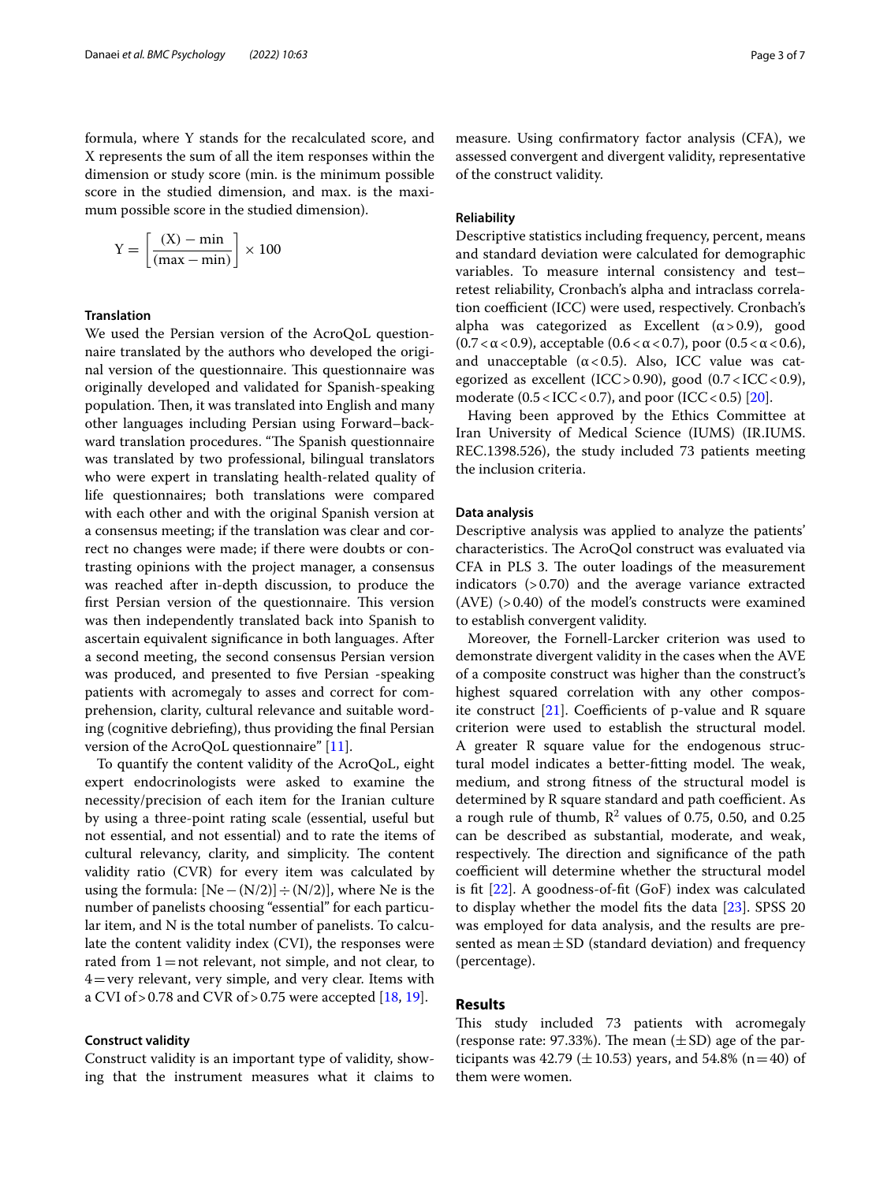formula, where Y stands for the recalculated score, and X represents the sum of all the item responses within the dimension or study score (min. is the minimum possible score in the studied dimension, and max. is the maximum possible score in the studied dimension).

$$Y = \left[ \frac{(X) - \min}{(\max - \min)} \right] \times 100$$

### Translation

We used the Persian version of the AcroQoL questionnaire translated by the authors who developed the original version of the questionnaire. This questionnaire was originally developed and validated for Spanish-speaking population. Then, it was translated into English and many other languages including Persian using Forward–backward translation procedures. "The Spanish questionnaire was translated by two professional, bilingual translators who were expert in translating health-related quality of life questionnaires; both translations were compared with each other and with the original Spanish version at a consensus meeting; if the translation was clear and correct no changes were made; if there were doubts or contrasting opinions with the project manager, a consensus was reached after in-depth discussion, to produce the first Persian version of the questionnaire. This version was then independently translated back into Spanish to ascertain equivalent significance in both languages. After a second meeting, the second consensus Persian version was produced, and presented to five Persian -speaking patients with acromegaly to asses and correct for comprehension, clarity, cultural relevance and suitable wording (cognitive debriefing), thus providing the final Persian version of the AcroQoL questionnaire" [11].

To quantify the content validity of the AcroQoL, eight expert endocrinologists were asked to examine the necessity/precision of each item for the Iranian culture by using a three-point rating scale (essential, useful but not essential, and not essential) and to rate the items of cultural relevancy, clarity, and simplicity. The content validity ratio (CVR) for every item was calculated by using the formula: $[Ne - (N/2)] \div (N/2)]$, where Ne is the number of panelists choosing "essential" for each particular item, and N is the total number of panelists. To calculate the content validity index (CVI), the responses were rated from 1 = not relevant, not simple, and not clear, to 4 = very relevant, very simple, and very clear. Items with a CVI of > 0.78 and CVR of > 0.75 were accepted [18, 19].

### Construct validity

Construct validity is an important type of validity, showing that the instrument measures what it claims to measure. Using confirmatory factor analysis (CFA), we assessed convergent and divergent validity, representative of the construct validity.

### Reliability

Descriptive statistics including frequency, percent, means and standard deviation were calculated for demographic variables. To measure internal consistency and test–retest reliability, Cronbach's alpha and intraclass correlation coefficient (ICC) were used, respectively. Cronbach's alpha was categorized as Excellent ($\alpha > 0.9$), good ($0.7 < \alpha < 0.9$), acceptable ($0.6 < \alpha < 0.7$), poor ($0.5 < \alpha < 0.6$), and unacceptable ($\alpha < 0.5$). Also, ICC value was categorized as excellent (ICC > 0.90), good (0.7 < ICC < 0.9), moderate (0.5 < ICC < 0.7), and poor (ICC < 0.5) [20].

Having been approved by the Ethics Committee at Iran University of Medical Science (IUMS) (IR.IUMS.REC.1398.526), the study included 73 patients meeting the inclusion criteria.

### Data analysis

Descriptive analysis was applied to analyze the patients' characteristics. The AcroQol construct was evaluated via CFA in PLS 3. The outer loadings of the measurement indicators (> 0.70) and the average variance extracted (AVE) (> 0.40) of the model's constructs were examined to establish convergent validity.

Moreover, the Fornell-Larcker criterion was used to demonstrate divergent validity in the cases when the AVE of a composite construct was higher than the construct's highest squared correlation with any other composite construct [21]. Coefficients of p-value and R square criterion were used to establish the structural model. A greater R square value for the endogenous structural model indicates a better-fitting model. The weak, medium, and strong fitness of the structural model is determined by R square standard and path coefficient. As a rough rule of thumb, $R^2$ values of 0.75, 0.50, and 0.25 can be described as substantial, moderate, and weak, respectively. The direction and significance of the path coefficient will determine whether the structural model is fit [22]. A goodness-of-fit (GoF) index was calculated to display whether the model fits the data [23]. SPSS 20 was employed for data analysis, and the results are presented as mean ± SD (standard deviation) and frequency (percentage).

## Results

This study included 73 patients with acromegaly (response rate: 97.33%). The mean (± SD) age of the participants was 42.79 (± 10.53) years, and 54.8% (n = 40) of them were women.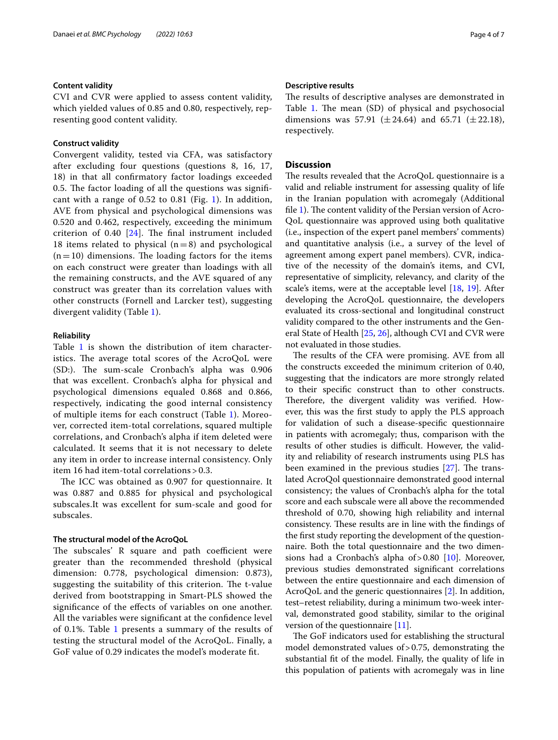#### Content validity

CVI and CVR were applied to assess content validity, which yielded values of 0.85 and 0.80, respectively, representing good content validity.

#### Construct validity

Convergent validity, tested via CFA, was satisfactory after excluding four questions (questions 8, 16, 17, 18) in that all confirmatory factor loadings exceeded 0.5. The factor loading of all the questions was significant with a range of 0.52 to 0.81 (Fig. 1). In addition, AVE from physical and psychological dimensions was 0.520 and 0.462, respectively, exceeding the minimum criterion of 0.40 [24]. The final instrument included 18 items related to physical (n = 8) and psychological (n = 10) dimensions. The loading factors for the items on each construct were greater than loadings with all the remaining constructs, and the AVE squared of any construct was greater than its correlation values with other constructs (Fornell and Larcker test), suggesting divergent validity (Table 1).

#### Reliability

Table 1 is shown the distribution of item characteristics. The average total scores of the AcroQoL were (SD:). The sum-scale Cronbach's alpha was 0.906 that was excellent. Cronbach's alpha for physical and psychological dimensions equaled 0.868 and 0.866, respectively, indicating the good internal consistency of multiple items for each construct (Table 1). Moreover, corrected item-total correlations, squared multiple correlations, and Cronbach's alpha if item deleted were calculated. It seems that it is not necessary to delete any item in order to increase internal consistency. Only item 16 had item-total correlations > 0.3.

The ICC was obtained as 0.907 for questionnaire. It was 0.887 and 0.885 for physical and psychological subscales.It was excellent for sum-scale and good for subscales.

#### The structural model of the AcroQoL

The subscales' R square and path coefficient were greater than the recommended threshold (physical dimension: 0.778, psychological dimension: 0.873), suggesting the suitability of this criterion. The t-value derived from bootstrapping in Smart-PLS showed the significance of the effects of variables on one another. All the variables were significant at the confidence level of 0.1%. Table 1 presents a summary of the results of testing the structural model of the AcroQoL. Finally, a GoF value of 0.29 indicates the model's moderate fit.

#### Descriptive results

The results of descriptive analyses are demonstrated in Table 1. The mean (SD) of physical and psychosocial dimensions was 57.91 (±24.64) and 65.71 (±22.18), respectively.

## Discussion

The results revealed that the AcroQoL questionnaire is a valid and reliable instrument for assessing quality of life in the Iranian population with acromegaly (Additional file 1). The content validity of the Persian version of AcroQoL questionnaire was approved using both qualitative (i.e., inspection of the expert panel members' comments) and quantitative analysis (i.e., a survey of the level of agreement among expert panel members). CVR, indicative of the necessity of the domain's items, and CVI, representative of simplicity, relevancy, and clarity of the scale's items, were at the acceptable level [18, 19]. After developing the AcroQoL questionnaire, the developers evaluated its cross-sectional and longitudinal construct validity compared to the other instruments and the General State of Health [25, 26], although CVI and CVR were not evaluated in those studies.

The results of the CFA were promising. AVE from all the constructs exceeded the minimum criterion of 0.40, suggesting that the indicators are more strongly related to their specific construct than to other constructs. Therefore, the divergent validity was verified. However, this was the first study to apply the PLS approach for validation of such a disease-specific questionnaire in patients with acromegaly; thus, comparison with the results of other studies is difficult. However, the validity and reliability of research instruments using PLS has been examined in the previous studies [27]. The translated AcroQol questionnaire demonstrated good internal consistency; the values of Cronbach's alpha for the total score and each subscale were all above the recommended threshold of 0.70, showing high reliability and internal consistency. These results are in line with the findings of the first study reporting the development of the questionnaire. Both the total questionnaire and the two dimensions had a Cronbach's alpha of > 0.80 [10]. Moreover, previous studies demonstrated significant correlations between the entire questionnaire and each dimension of AcroQoL and the generic questionnaires [2]. In addition, test–retest reliability, during a minimum two-week interval, demonstrated good stability, similar to the original version of the questionnaire [11].

The GoF indicators used for establishing the structural model demonstrated values of > 0.75, demonstrating the substantial fit of the model. Finally, the quality of life in this population of patients with acromegaly was in line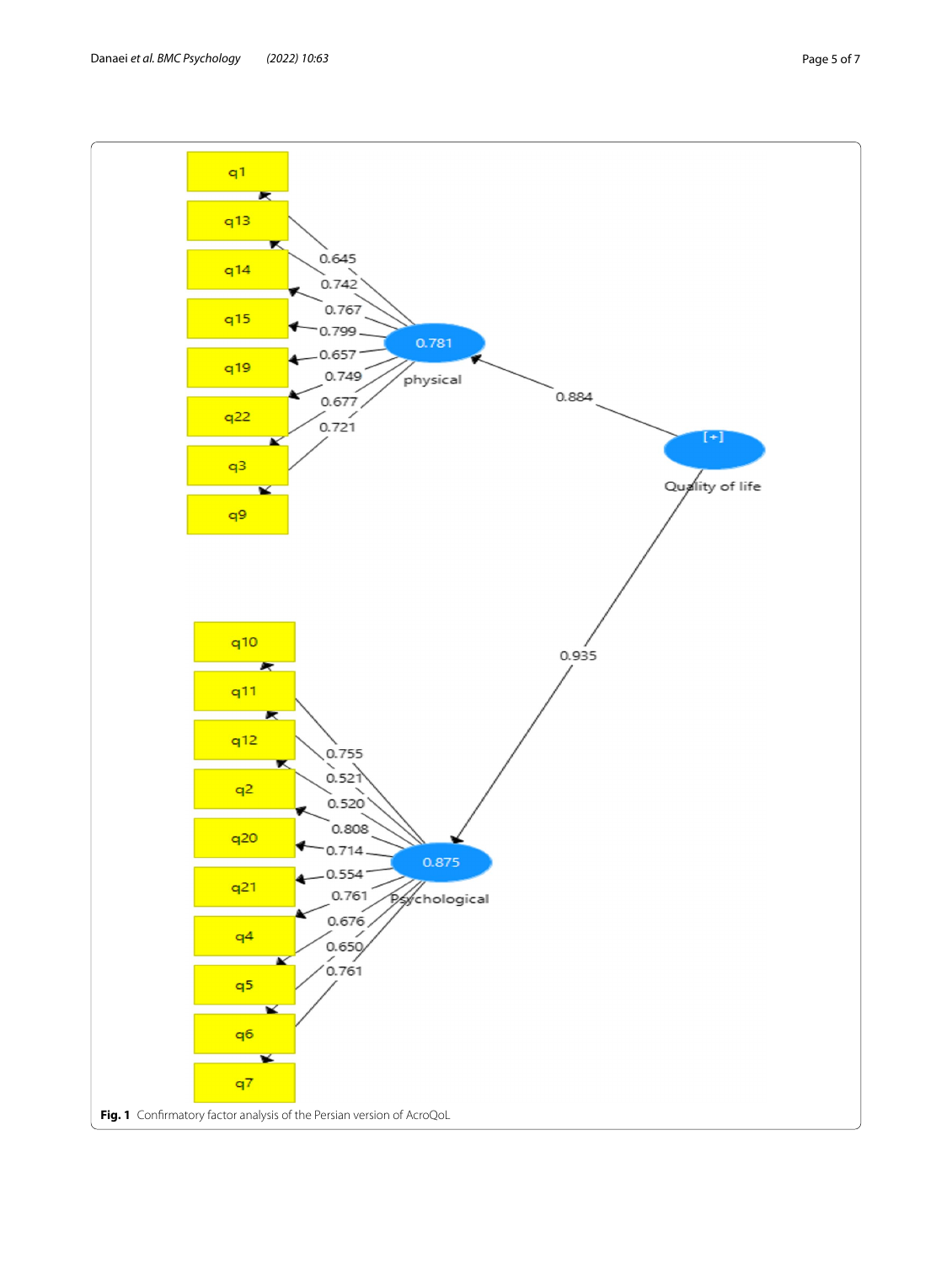**Fig. 1** Confirmatory factor analysis of the Persian version of AcroQoL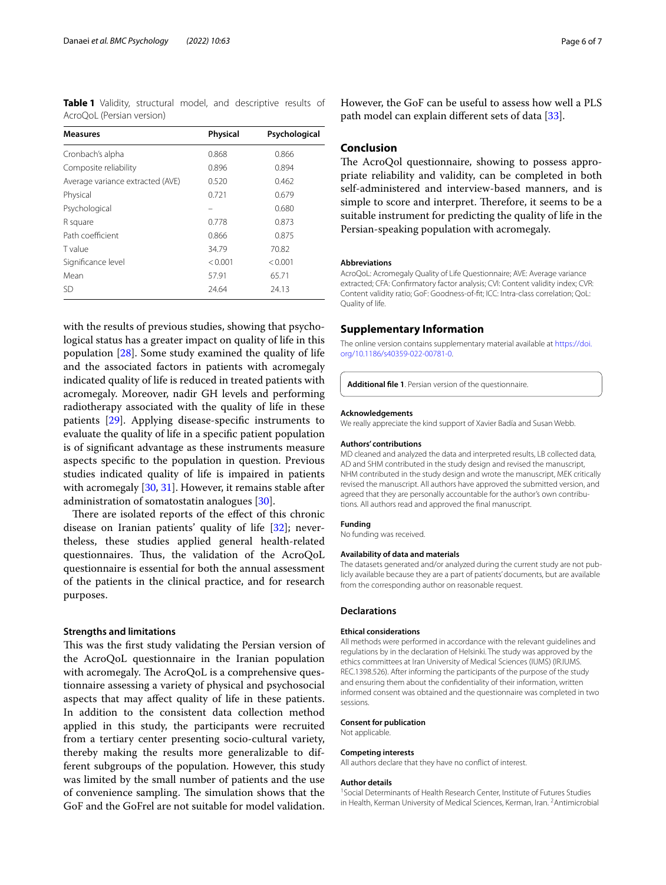**Table 1** Validity, structural model, and descriptive results of AcroQoL (Persian version)

| Measures | Physical | Psychological |
|---|---|---|
| Cronbach's alpha | 0.868 | 0.866 |
| Composite reliability | 0.896 | 0.894 |
| Average variance extracted (AVE) | 0.520 | 0.462 |
| Physical | 0.721 | 0.679 |
| Psychological | – | 0.680 |
| R square | 0.778 | 0.873 |
| Path coefficient | 0.866 | 0.875 |
| T value | 34.79 | 70.82 |
| Significance level | < 0.001 | < 0.001 |
| Mean | 57.91 | 65.71 |
| SD | 24.64 | 24.13 |

with the results of previous studies, showing that psychological status has a greater impact on quality of life in this population [28]. Some study examined the quality of life and the associated factors in patients with acromegaly indicated quality of life is reduced in treated patients with acromegaly. Moreover, nadir GH levels and performing radiotherapy associated with the quality of life in these patients [29]. Applying disease-specific instruments to evaluate the quality of life in a specific patient population is of significant advantage as these instruments measure aspects specific to the population in question. Previous studies indicated quality of life is impaired in patients with acromegaly [30, 31]. However, it remains stable after administration of somatostatin analogues [30].

There are isolated reports of the effect of this chronic disease on Iranian patients' quality of life [32]; nevertheless, these studies applied general health-related questionnaires. Thus, the validation of the AcroQoL questionnaire is essential for both the annual assessment of the patients in the clinical practice, and for research purposes.

### Strengths and limitations

This was the first study validating the Persian version of the AcroQoL questionnaire in the Iranian population with acromegaly. The AcroQoL is a comprehensive questionnaire assessing a variety of physical and psychosocial aspects that may affect quality of life in these patients. In addition to the consistent data collection method applied in this study, the participants were recruited from a tertiary center presenting socio-cultural variety, thereby making the results more generalizable to different subgroups of the population. However, this study was limited by the small number of patients and the use of convenience sampling. The simulation shows that the GoF and the GoFrel are not suitable for model validation. However, the GoF can be useful to assess how well a PLS path model can explain different sets of data [33].

## Conclusion

The AcroQol questionnaire, showing to possess appropriate reliability and validity, can be completed in both self-administered and interview-based manners, and is simple to score and interpret. Therefore, it seems to be a suitable instrument for predicting the quality of life in the Persian-speaking population with acromegaly.

#### Abbreviations

AcroQoL: Acromegaly Quality of Life Questionnaire; AVE: Average variance extracted; CFA: Confirmatory factor analysis; CVI: Content validity index; CVR: Content validity ratio; GoF: Goodness-of-fit; ICC: Intra-class correlation; QoL: Quality of life.

## Supplementary Information

The online version contains supplementary material available at https://doi.org/10.1186/s40359-022-00781-0.

**Additional file 1**. Persian version of the questionnaire.

#### Acknowledgements

We really appreciate the kind support of Xavier Badía and Susan Webb.

#### Authors' contributions

MD cleaned and analyzed the data and interpreted results, LB collected data, AD and SHM contributed in the study design and revised the manuscript, NHM contributed in the study design and wrote the manuscript, MEK critically revised the manuscript. All authors have approved the submitted version, and agreed that they are personally accountable for the author's own contributions. All authors read and approved the final manuscript.

#### Funding

No funding was received.

#### Availability of data and materials

The datasets generated and/or analyzed during the current study are not publicly available because they are a part of patients' documents, but are available from the corresponding author on reasonable request.

### Declarations

#### Ethical considerations

All methods were performed in accordance with the relevant guidelines and regulations by in the declaration of Helsinki. The study was approved by the ethics committees at Iran University of Medical Sciences (IUMS) (IR.IUMS.REC.1398.526). After informing the participants of the purpose of the study and ensuring them about the confidentiality of their information, written informed consent was obtained and the questionnaire was completed in two sessions.

#### Consent for publication

Not applicable.

#### Competing interests

All authors declare that they have no conflict of interest.

#### Author details

[1]Social Determinants of Health Research Center, Institute of Futures Studies in Health, Kerman University of Medical Sciences, Kerman, Iran. [2]Antimicrobial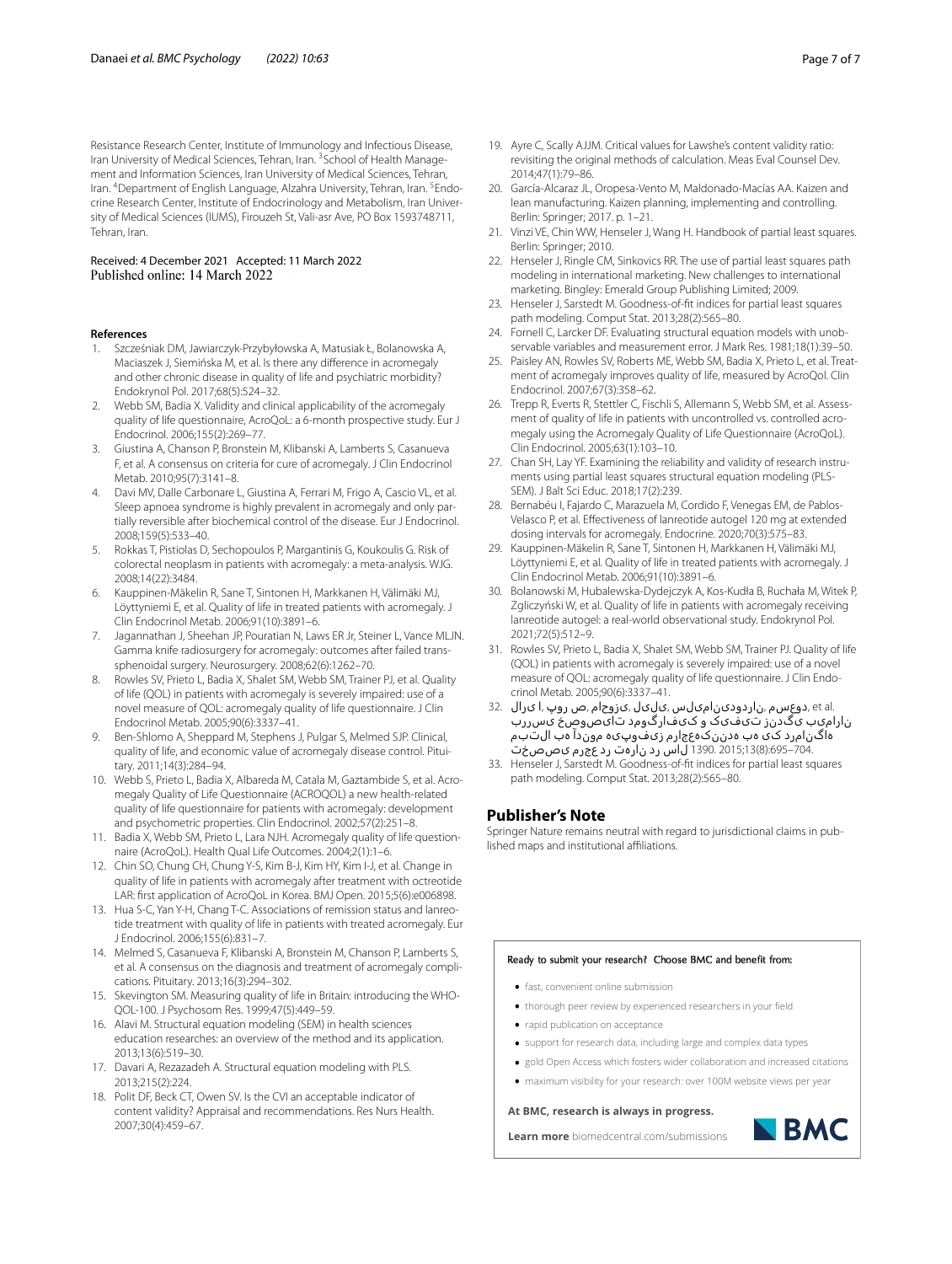Resistance Research Center, Institute of Immunology and Infectious Disease, Iran University of Medical Sciences, Tehran, Iran. [3]School of Health Management and Information Sciences, Iran University of Medical Sciences, Tehran, Iran. [4]Department of English Language, Alzahra University, Tehran, Iran. [5]Endocrine Research Center, Institute of Endocrinology and Metabolism, Iran University of Medical Sciences (IUMS), Firouzeh St, Vali-asr Ave, PO Box 1593748711, Tehran, Iran.

Received: 4 December 2021 Accepted: 11 March 2022
Published online: 14 March 2022

## References

1. Szcześniak DM, Jawiarczyk-Przybyłowska A, Matusiak Ł, Bolanowska A, Maciaszek J, Siemińska M, et al. Is there any difference in acromegaly and other chronic disease in quality of life and psychiatric morbidity? Endokrynol Pol. 2017;68(5):524–32.
2. Webb SM, Badia X. Validity and clinical applicability of the acromegaly quality of life questionnaire, AcroQoL: a 6-month prospective study. Eur J Endocrinol. 2006;155(2):269–77.
3. Giustina A, Chanson P, Bronstein M, Klibanski A, Lamberts S, Casanueva F, et al. A consensus on criteria for cure of acromegaly. J Clin Endocrinol Metab. 2010;95(7):3141–8.
4. Davi MV, Dalle Carbonare L, Giustina A, Ferrari M, Frigo A, Cascio VL, et al. Sleep apnoea syndrome is highly prevalent in acromegaly and only partially reversible after biochemical control of the disease. Eur J Endocrinol. 2008;159(5):533–40.
5. Rokkas T, Pistiolas D, Sechopoulos P, Margantinis G, Koukoulis G. Risk of colorectal neoplasm in patients with acromegaly: a meta-analysis. WJG. 2008;14(22):3484.
6. Kauppinen-Mäkelin R, Sane T, Sintonen H, Markkanen H, Välimäki MJ, Löyttyniemi E, et al. Quality of life in treated patients with acromegaly. J Clin Endocrinol Metab. 2006;91(10):3891–6.
7. Jagannathan J, Sheehan JP, Pouratian N, Laws ER Jr, Steiner L, Vance MLJN. Gamma knife radiosurgery for acromegaly: outcomes after failed transsphenoidal surgery. Neurosurgery. 2008;62(6):1262–70.
8. Rowles SV, Prieto L, Badia X, Shalet SM, Webb SM, Trainer PJ, et al. Quality of life (QOL) in patients with acromegaly is severely impaired: use of a novel measure of QOL: acromegaly quality of life questionnaire. J Clin Endocrinol Metab. 2005;90(6):3337–41.
9. Ben-Shlomo A, Sheppard M, Stephens J, Pulgar S, Melmed SJP. Clinical, quality of life, and economic value of acromegaly disease control. Pituitary. 2011;14(3):284–94.
10. Webb S, Prieto L, Badia X, Albareda M, Catala M, Gaztambide S, et al. Acromegaly Quality of Life Questionnaire (ACROQOL) a new health-related quality of life questionnaire for patients with acromegaly: development and psychometric properties. Clin Endocrinol. 2002;57(2):251–8.
11. Badia X, Webb SM, Prieto L, Lara NJH. Acromegaly quality of life questionnaire (AcroQoL). Health Qual Life Outcomes. 2004;2(1):1–6.
12. Chin SO, Chung CH, Chung Y-S, Kim B-J, Kim HY, Kim I-J, et al. Change in quality of life in patients with acromegaly after treatment with octreotide LAR: first application of AcroQoL in Korea. BMJ Open. 2015;5(6):e006898.
13. Hua S-C, Yan Y-H, Chang T-C. Associations of remission status and lanreotide treatment with quality of life in patients with treated acromegaly. Eur J Endocrinol. 2006;155(6):831–7.
14. Melmed S, Casanueva F, Klibanski A, Bronstein M, Chanson P, Lamberts S, et al. A consensus on the diagnosis and treatment of acromegaly complications. Pituitary. 2013;16(3):294–302.
15. Skevington SM. Measuring quality of life in Britain: introducing the WHOQOL-100. J Psychosom Res. 1999;47(5):449–59.
16. Alavi M. Structural equation modeling (SEM) in health sciences education researches: an overview of the method and its application. 2013;13(6):519–30.
17. Davari A, Rezazadeh A. Structural equation modeling with PLS. 2013;215(2):224.
18. Polit DF, Beck CT, Owen SV. Is the CVI an acceptable indicator of content validity? Appraisal and recommendations. Res Nurs Health. 2007;30(4):459–67.
19. Ayre C, Scally AJJM. Critical values for Lawshe's content validity ratio: revisiting the original methods of calculation. Meas Eval Counsel Dev. 2014;47(1):79–86.
20. García-Alcaraz JL, Oropesa-Vento M, Maldonado-Macías AA. Kaizen and lean manufacturing. Kaizen planning, implementing and controlling. Berlin: Springer; 2017. p. 1–21.
21. Vinzi VE, Chin WW, Henseler J, Wang H. Handbook of partial least squares. Berlin: Springer; 2010.
22. Henseler J, Ringle CM, Sinkovics RR. The use of partial least squares path modeling in international marketing. New challenges to international marketing. Bingley: Emerald Group Publishing Limited; 2009.
23. Henseler J, Sarstedt M. Goodness-of-fit indices for partial least squares path modeling. Comput Stat. 2013;28(2):565–80.
24. Fornell C, Larcker DF. Evaluating structural equation models with unobservable variables and measurement error. J Mark Res. 1981;18(1):39–50.
25. Paisley AN, Rowles SV, Roberts ME, Webb SM, Badia X, Prieto L, et al. Treatment of acromegaly improves quality of life, measured by AcroQol. Clin Endocrinol. 2007;67(3):358–62.
26. Trepp R, Everts R, Stettler C, Fischli S, Allemann S, Webb SM, et al. Assessment of quality of life in patients with uncontrolled vs. controlled acromegaly using the Acromegaly Quality of Life Questionnaire (AcroQoL). Clin Endocrinol. 2005;63(1):103–10.
27. Chan SH, Lay YF. Examining the reliability and validity of research instruments using partial least squares structural equation modeling (PLS-SEM). J Balt Sci Educ. 2018;17(2):239.
28. Bernabéu I, Fajardo C, Marazuela M, Cordido F, Venegas EM, de Pablos-Velasco P, et al. Effectiveness of lanreotide autogel 120 mg at extended dosing intervals for acromegaly. Endocrine. 2020;70(3):575–83.
29. Kauppinen-Mäkelin R, Sane T, Sintonen H, Markkanen H, Välimäki MJ, Löyttyniemi E, et al. Quality of life in treated patients with acromegaly. J Clin Endocrinol Metab. 2006;91(10):3891–6.
30. Bolanowski M, Hubalewska-Dydejczyk A, Kos-Kudła B, Ruchała M, Witek P, Zgliczyński W, et al. Quality of life in patients with acromegaly receiving lanreotide autogel: a real-world observational study. Endokrynol Pol. 2021;72(5):512–9.
31. Rowles SV, Prieto L, Badia X, Shalet SM, Webb SM, Trainer PJ. Quality of life (QOL) in patients with acromegaly is severely impaired: use of a novel measure of QOL: acromegaly quality of life questionnaire. J Clin Endocrinol Metab. 2005;90(6):3337–41.
32. دوعسم ,ناردودنیامیلس ,یلیل ,یزوجام ,ص روپ ,ا یرال, et al. نارامیب یگدنز تیفیک و کیفارگومد تایصوصخ یسررب هاگنامرد کی هب هدننکهعجارم زیفوپیه موندآ هب التبم لاس رد نارهت رد عجرم یصصخت 1390. 2015;13(8):695–704.
33. Henseler J, Sarstedt M. Goodness-of-fit indices for partial least squares path modeling. Comput Stat. 2013;28(2):565–80.

## Publisher's Note

Springer Nature remains neutral with regard to jurisdictional claims in published maps and institutional affiliations.

Ready to submit your research? Choose BMC and benefit from:

- fast, convenient online submission
- thorough peer review by experienced researchers in your field
- rapid publication on acceptance
- support for research data, including large and complex data types
- gold Open Access which fosters wider collaboration and increased citations
- maximum visibility for your research: over 100M website views per year

**At BMC, research is always in progress.**

**Learn more** biomedcentral.com/submissions

BMC